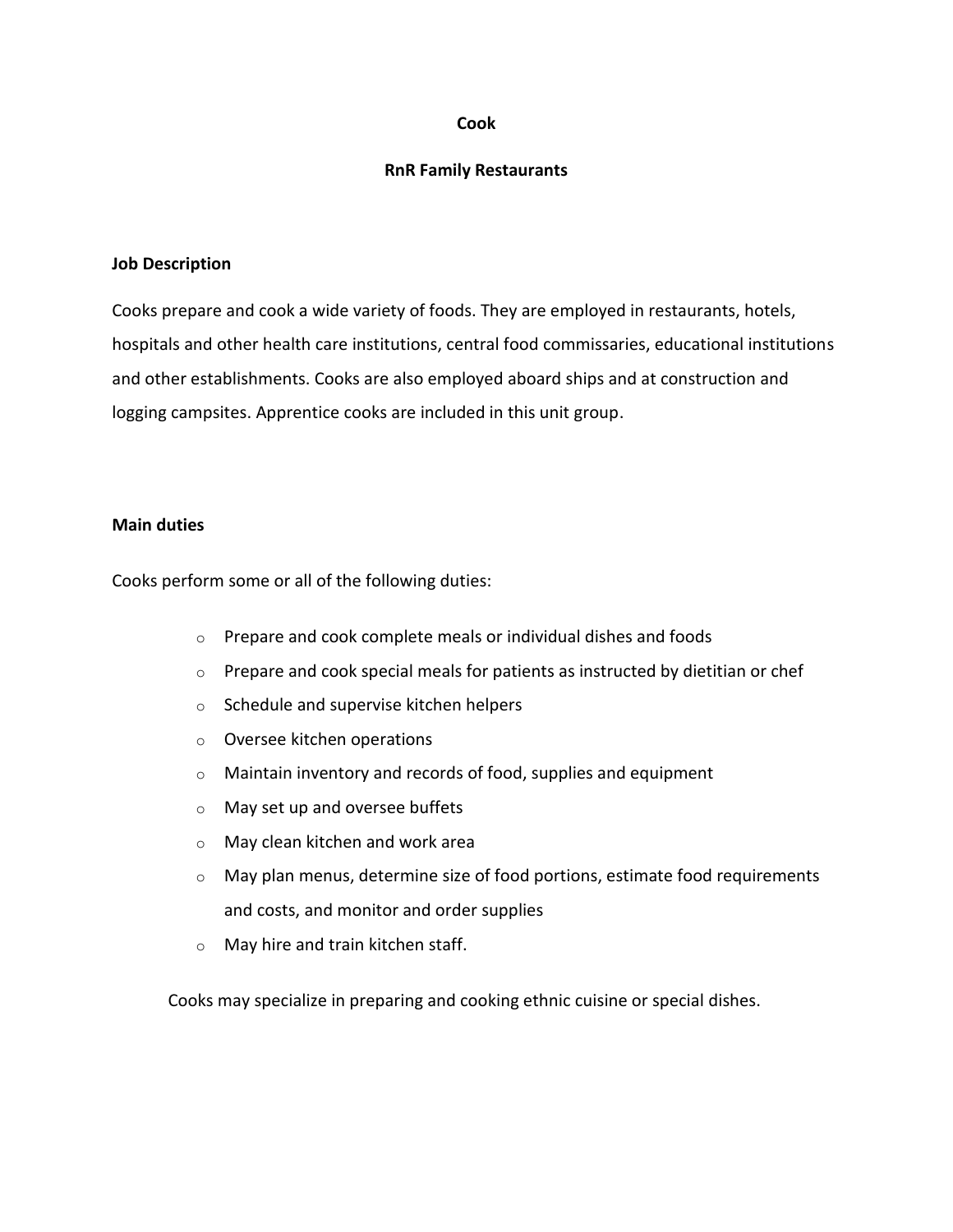# Cook

## RnR Family Restaurants

### Job Description

Cooks prepare and cook a wide variety of foods. They are employed in restaurants, hotels, hospitals and other health care institutions, central food commissaries, educational institutions and other establishments. Cooks are also employed aboard ships and at construction and logging campsites. Apprentice cooks are included in this unit group.

### Main duties

Cooks perform some or all of the following duties:

- Prepare and cook complete meals or individual dishes and foods
- Prepare and cook special meals for patients as instructed by dietitian or chef
- Schedule and supervise kitchen helpers
- Oversee kitchen operations
- Maintain inventory and records of food, supplies and equipment
- May set up and oversee buffets
- May clean kitchen and work area
- May plan menus, determine size of food portions, estimate food requirements and costs, and monitor and order supplies
- May hire and train kitchen staff.

Cooks may specialize in preparing and cooking ethnic cuisine or special dishes.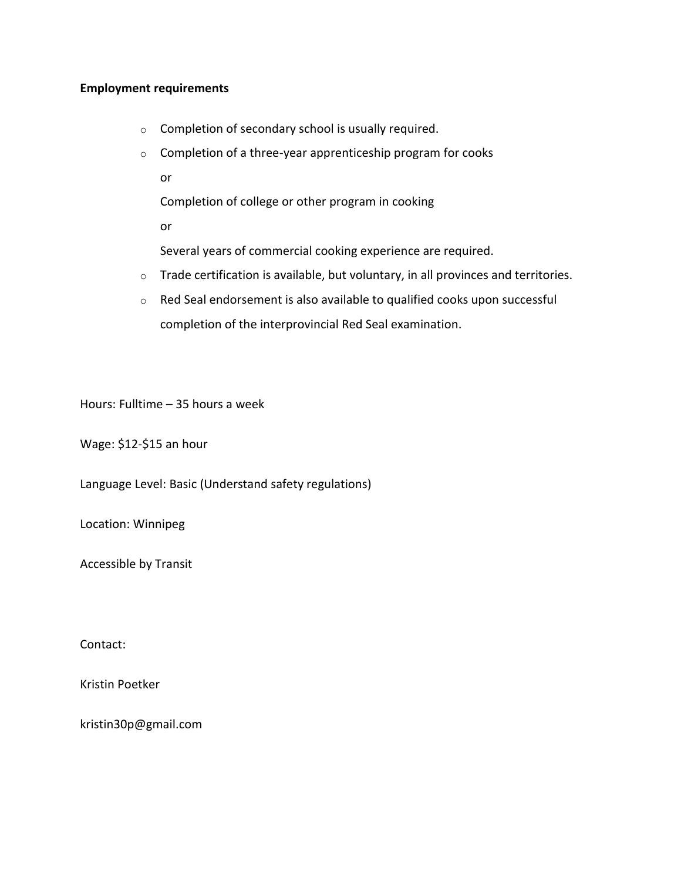**Employment requirements**

- Completion of secondary school is usually required.
- Completion of a three-year apprenticeship program for cooks

  or

  Completion of college or other program in cooking

  or

  Several years of commercial cooking experience are required.
- Trade certification is available, but voluntary, in all provinces and territories.
- Red Seal endorsement is also available to qualified cooks upon successful completion of the interprovincial Red Seal examination.

Hours: Fulltime – 35 hours a week

Wage: $12-$15 an hour

Language Level: Basic (Understand safety regulations)

Location: Winnipeg

Accessible by Transit

Contact:

Kristin Poetker

kristin30p@gmail.com